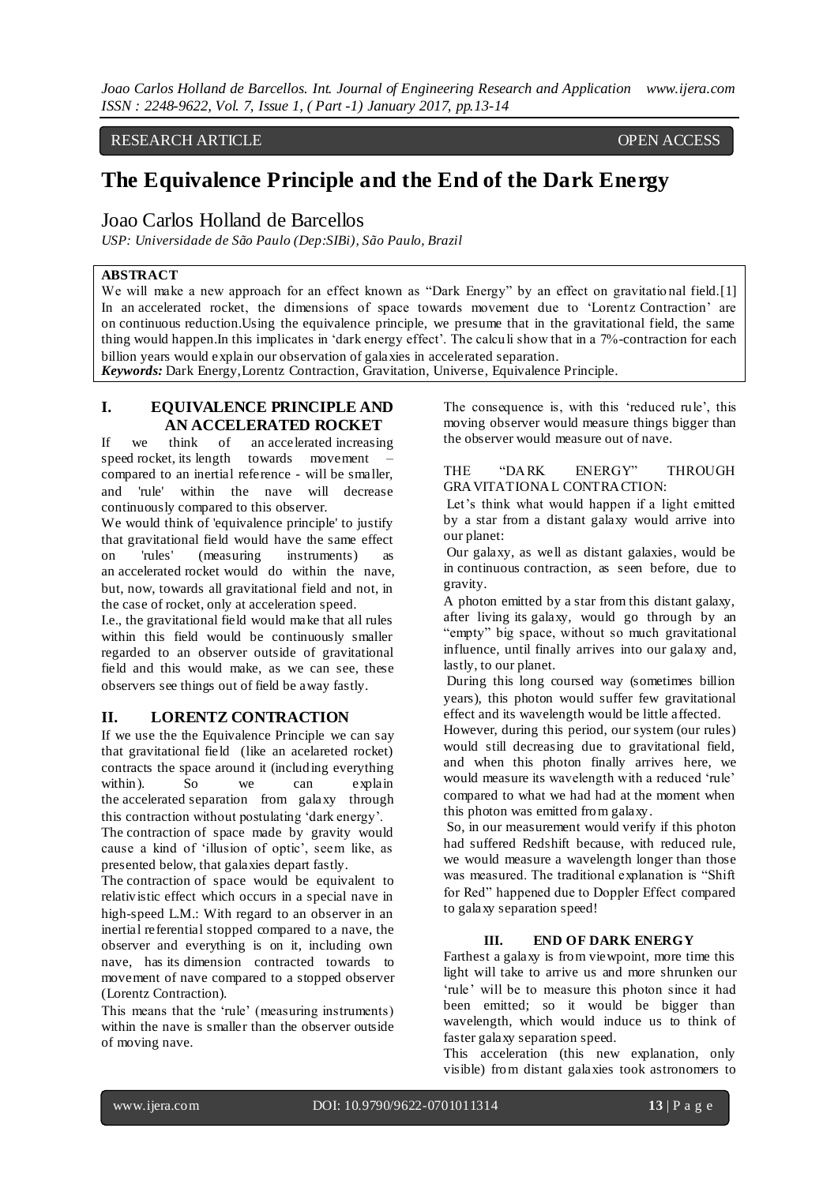RESEARCH ARTICLE OPEN ACCESS

# The Equivalence Principle and the End of the Dark Energy

## Joao Carlos Holland de Barcellos

*USP: Universidade de São Paulo (Dep:SIBi), São Paulo, Brazil*

**ABSTRACT**

We will make a new approach for an effect known as "Dark Energy" by an effect on gravitational field.[1] In an accelerated rocket, the dimensions of space towards movement due to 'Lorentz Contraction' are on continuous reduction.Using the equivalence principle, we presume that in the gravitational field, the same thing would happen.In this implicates in 'dark energy effect'. The calculi show that in a 7%-contraction for each billion years would explain our observation of galaxies in accelerated separation.

***Keywords:*** Dark Energy,Lorentz Contraction, Gravitation, Universe, Equivalence Principle.

## I. EQUIVALENCE PRINCIPLE AND AN ACCELERATED ROCKET

If we think of an accelerated increasing speed rocket, its length towards movement – compared to an inertial reference - will be smaller, and 'rule' within the nave will decrease continuously compared to this observer.

We would think of 'equivalence principle' to justify that gravitational field would have the same effect on 'rules' (measuring instruments) as an accelerated rocket would do within the nave, but, now, towards all gravitational field and not, in the case of rocket, only at acceleration speed.

I.e., the gravitational field would make that all rules within this field would be continuously smaller regarded to an observer outside of gravitational field and this would make, as we can see, these observers see things out of field be away fastly.

## II. LORENTZ CONTRACTION

If we use the the Equivalence Principle we can say that gravitational field (like an acelareted rocket) contracts the space around it (including everything within). So we can explain the accelerated separation from galaxy through this contraction without postulating 'dark energy'.

The contraction of space made by gravity would cause a kind of 'illusion of optic', seem like, as presented below, that galaxies depart fastly.

The contraction of space would be equivalent to relativistic effect which occurs in a special nave in high-speed L.M.: With regard to an observer in an inertial referential stopped compared to a nave, the observer and everything is on it, including own nave, has its dimension contracted towards to movement of nave compared to a stopped observer (Lorentz Contraction).

This means that the 'rule' (measuring instruments) within the nave is smaller than the observer outside of moving nave.

The consequence is, with this 'reduced rule', this moving observer would measure things bigger than the observer would measure out of nave.

THE "DARK ENERGY" THROUGH GRAVITATIONAL CONTRACTION:

Let's think what would happen if a light emitted by a star from a distant galaxy would arrive into our planet:

Our galaxy, as well as distant galaxies, would be in continuous contraction, as seen before, due to gravity.

A photon emitted by a star from this distant galaxy, after living its galaxy, would go through by an "empty" big space, without so much gravitational influence, until finally arrives into our galaxy and, lastly, to our planet.

During this long coursed way (sometimes billion years), this photon would suffer few gravitational effect and its wavelength would be little affected.

However, during this period, our system (our rules) would still decreasing due to gravitational field, and when this photon finally arrives here, we would measure its wavelength with a reduced 'rule' compared to what we had had at the moment when this photon was emitted from galaxy.

So, in our measurement would verify if this photon had suffered Redshift because, with reduced rule, we would measure a wavelength longer than those was measured. The traditional explanation is "Shift for Red" happened due to Doppler Effect compared to galaxy separation speed!

## III. END OF DARK ENERGY

Farthest a galaxy is from viewpoint, more time this light will take to arrive us and more shrunken our 'rule' will be to measure this photon since it had been emitted; so it would be bigger than wavelength, which would induce us to think of faster galaxy separation speed.

This acceleration (this new explanation, only visible) from distant galaxies took astronomers to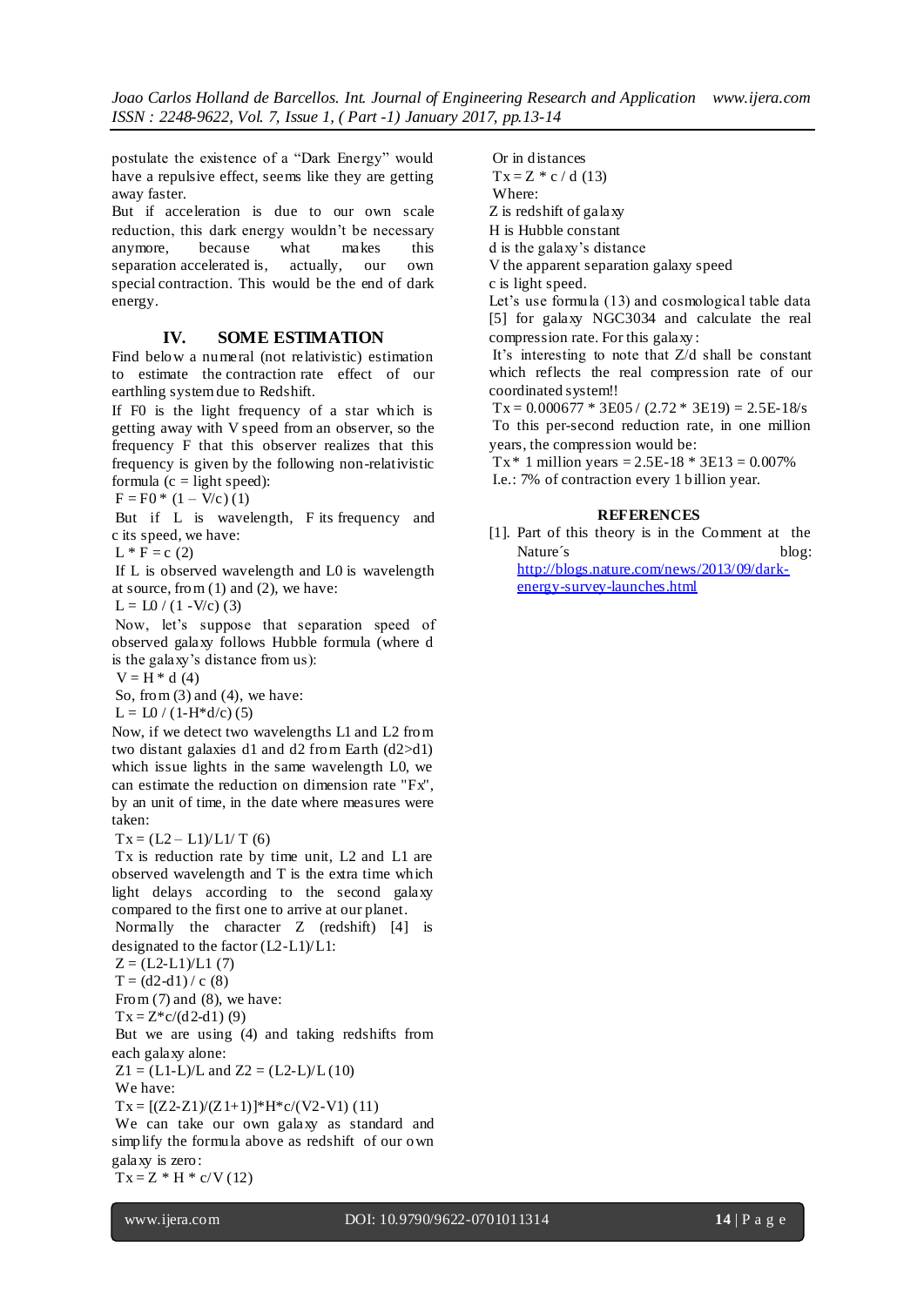postulate the existence of a "Dark Energy" would have a repulsive effect, seems like they are getting away faster.

But if acceleration is due to our own scale reduction, this dark energy wouldn't be necessary anymore, because what makes this separation accelerated is, actually, our own special contraction. This would be the end of dark energy.

## IV. SOME ESTIMATION

Find below a numeral (not relativistic) estimation to estimate the contraction rate effect of our earthling system due to Redshift.

If F0 is the light frequency of a star which is getting away with V speed from an observer, so the frequency F that this observer realizes that this frequency is given by the following non-relativistic formula (c = light speed):

$F = F0 * (1 - V/c)$ (1)

But if L is wavelength, F its frequency and c its speed, we have:

$L * F = c$ (2)

If L is observed wavelength and L0 is wavelength at source, from (1) and (2), we have:

$L = L0 / (1 - V/c)$ (3)

Now, let's suppose that separation speed of observed galaxy follows Hubble formula (where d is the galaxy's distance from us):

$V = H * d$ (4)

So, from (3) and (4), we have:

$L = L0 / (1 - H*d/c)$ (5)

Now, if we detect two wavelengths L1 and L2 from two distant galaxies d1 and d2 from Earth (d2>d1) which issue lights in the same wavelength L0, we can estimate the reduction on dimension rate "Fx", by an unit of time, in the date where measures were taken:

$Tx = (L2 - L1)/L1/ T$ (6)

Tx is reduction rate by time unit, L2 and L1 are observed wavelength and T is the extra time which light delays according to the second galaxy compared to the first one to arrive at our planet.

Normally the character Z (redshift) [4] is designated to the factor (L2-L1)/L1:

$Z = (L2-L1)/L1$ (7)

$T = (d2-d1) / c$ (8)

From (7) and (8), we have:

$Tx = Z*c/(d2-d1)$ (9)

But we are using (4) and taking redshifts from each galaxy alone:

$Z1 = (L1-L)/L$ and $Z2 = (L2-L)/L$ (10)

We have:

$Tx = [(Z2-Z1)/(Z1+1)]*H*c/(V2-V1)$ (11)

We can take our own galaxy as standard and simplify the formula above as redshift of our own galaxy is zero:

$Tx = Z * H * c/V$ (12)

Or in distances

$Tx = Z * c / d$ (13)

Where:

Z is redshift of galaxy

H is Hubble constant

d is the galaxy's distance

V the apparent separation galaxy speed

c is light speed.

Let's use formula (13) and cosmological table data [5] for galaxy NGC3034 and calculate the real compression rate. For this galaxy:

It's interesting to note that Z/d shall be constant which reflects the real compression rate of our coordinated system!!

$Tx = 0.000677 * 3E05 / (2.72 * 3E19) = 2.5E-18/s$

To this per-second reduction rate, in one million years, the compression would be:

$Tx * 1$ million years $= 2.5E-18 * 3E13 = 0.007\%$

I.e.: 7% of contraction every 1 billion year.

## REFERENCES

[1]. Part of this theory is in the Comment at the Nature´s blog: http://blogs.nature.com/news/2013/09/dark-energy-survey-launches.html